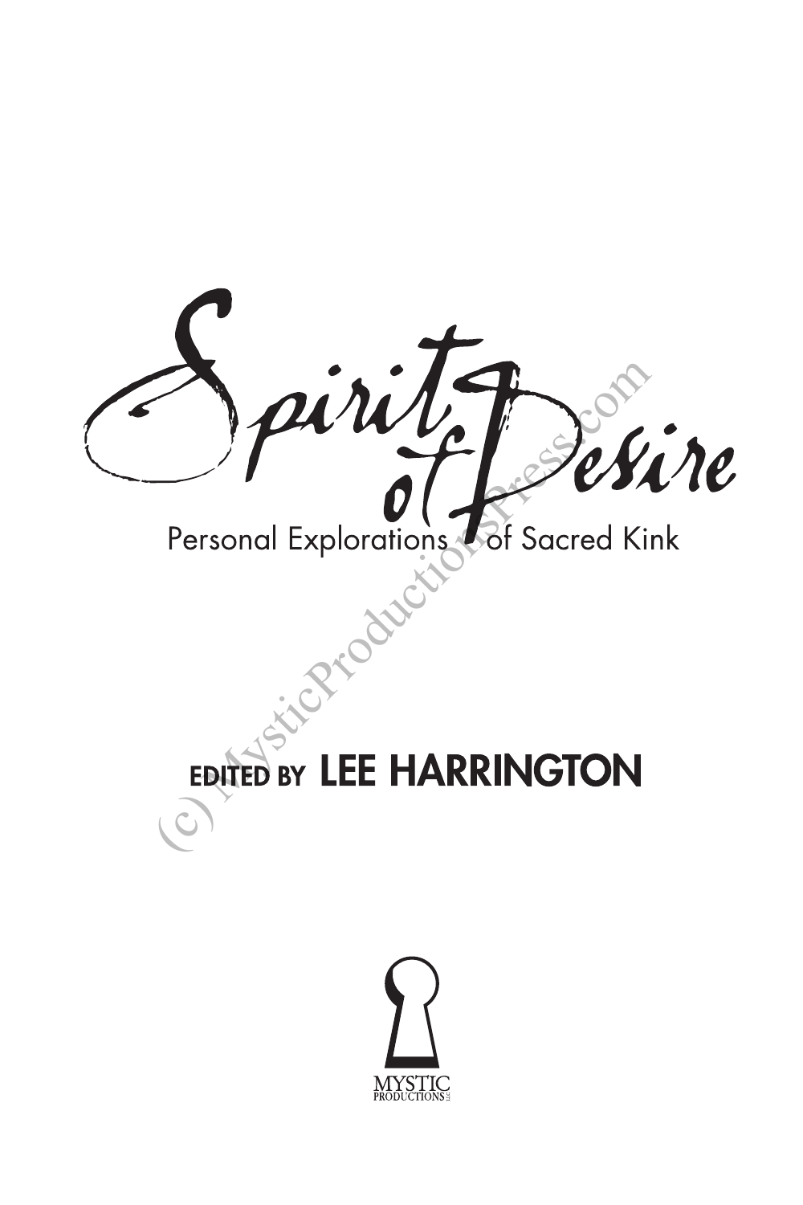# Spirit of Desire

## Personal Explorations of Sacred Kink

**EDITED BY LEE HARRINGTON**

MYSTIC PRODUCTIONS LLC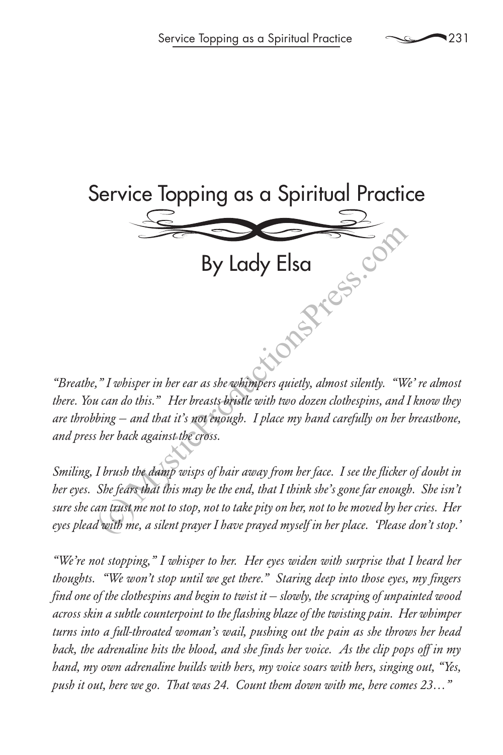# Service Topping as a Spiritual Practice

## By Lady Elsa

*"Breathe," I whisper in her ear as she whimpers quietly, almost silently. "We' re almost there. You can do this." Her breasts bristle with two dozen clothespins, and I know they are throbbing – and that it's not enough. I place my hand carefully on her breastbone, and press her back against the cross.*

*Smiling, I brush the damp wisps of hair away from her face. I see the flicker of doubt in her eyes. She fears that this may be the end, that I think she's gone far enough. She isn't sure she can trust me not to stop, not to take pity on her, not to be moved by her cries. Her eyes plead with me, a silent prayer I have prayed myself in her place. 'Please don't stop.'*

*"We're not stopping," I whisper to her. Her eyes widen with surprise that I heard her thoughts. "We won't stop until we get there." Staring deep into those eyes, my fingers find one of the clothespins and begin to twist it – slowly, the scraping of unpainted wood across skin a subtle counterpoint to the flashing blaze of the twisting pain. Her whimper turns into a full-throated woman's wail, pushing out the pain as she throws her head back, the adrenaline hits the blood, and she finds her voice. As the clip pops off in my hand, my own adrenaline builds with hers, my voice soars with hers, singing out, "Yes, push it out, here we go. That was 24. Count them down with me, here comes 23…"*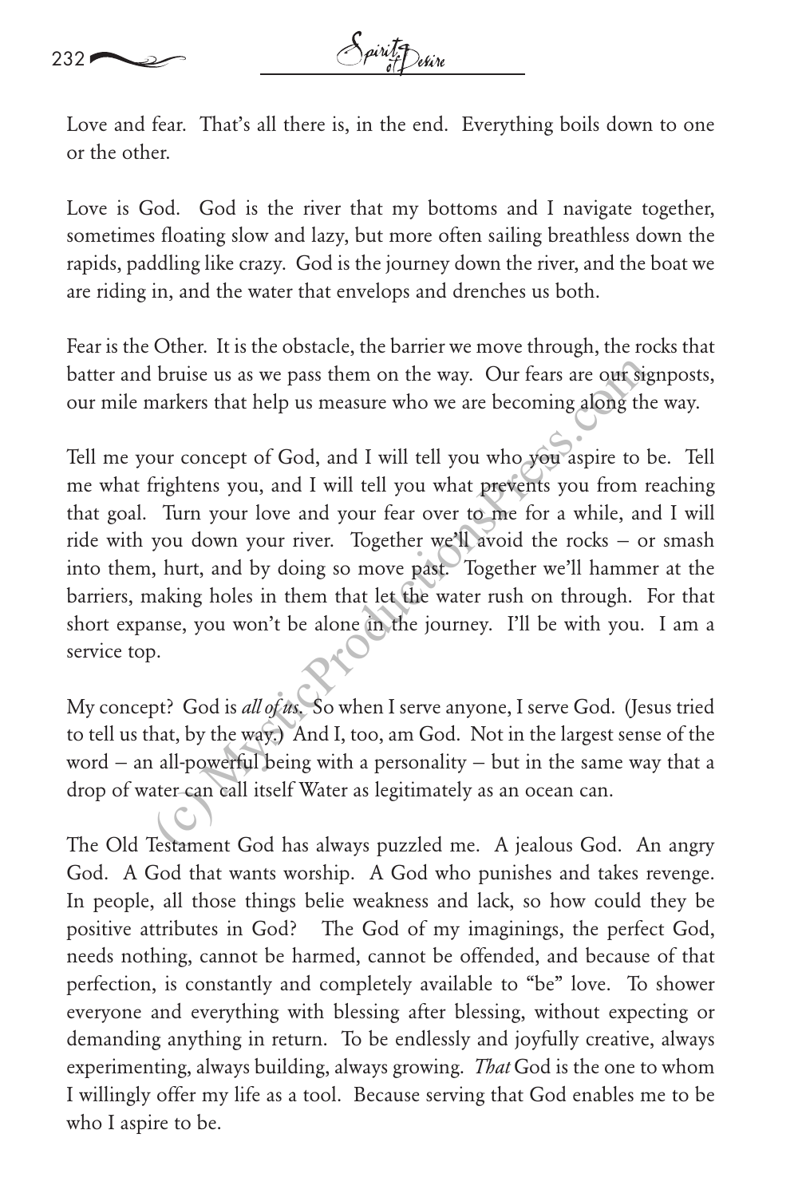Love and fear. That's all there is, in the end. Everything boils down to one or the other.

Love is God. God is the river that my bottoms and I navigate together, sometimes floating slow and lazy, but more often sailing breathless down the rapids, paddling like crazy. God is the journey down the river, and the boat we are riding in, and the water that envelops and drenches us both.

Fear is the Other. It is the obstacle, the barrier we move through, the rocks that batter and bruise us as we pass them on the way. Our fears are our signposts, our mile markers that help us measure who we are becoming along the way.

Tell me your concept of God, and I will tell you who you aspire to be. Tell me what frightens you, and I will tell you what prevents you from reaching that goal. Turn your love and your fear over to me for a while, and I will ride with you down your river. Together we'll avoid the rocks – or smash into them, hurt, and by doing so move past. Together we'll hammer at the barriers, making holes in them that let the water rush on through. For that short expanse, you won't be alone in the journey. I'll be with you. I am a service top.

My concept? God is *all of us*. So when I serve anyone, I serve God. (Jesus tried to tell us that, by the way.) And I, too, am God. Not in the largest sense of the word – an all-powerful being with a personality – but in the same way that a drop of water can call itself Water as legitimately as an ocean can.

The Old Testament God has always puzzled me. A jealous God. An angry God. A God that wants worship. A God who punishes and takes revenge. In people, all those things belie weakness and lack, so how could they be positive attributes in God? The God of my imaginings, the perfect God, needs nothing, cannot be harmed, cannot be offended, and because of that perfection, is constantly and completely available to "be" love. To shower everyone and everything with blessing after blessing, without expecting or demanding anything in return. To be endlessly and joyfully creative, always experimenting, always building, always growing. *That* God is the one to whom I willingly offer my life as a tool. Because serving that God enables me to be who I aspire to be.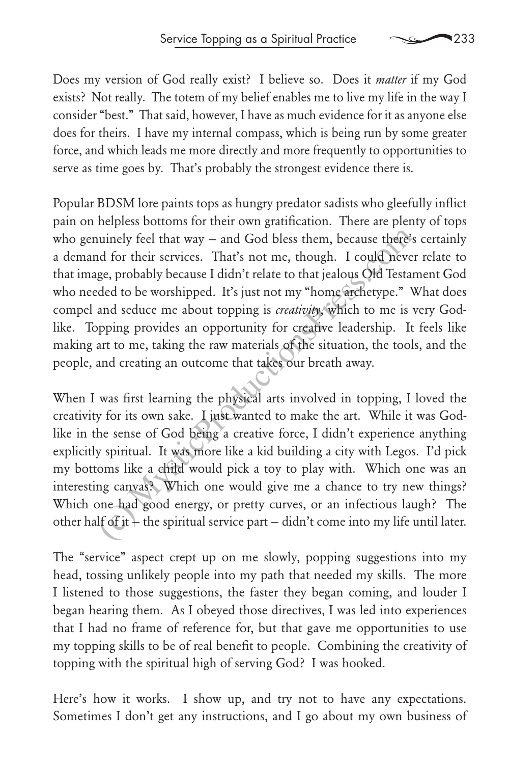Does my version of God really exist? I believe so. Does it *matter* if my God exists? Not really. The totem of my belief enables me to live my life in the way I consider "best." That said, however, I have as much evidence for it as anyone else does for theirs. I have my internal compass, which is being run by some greater force, and which leads me more directly and more frequently to opportunities to serve as time goes by. That's probably the strongest evidence there is.

Popular BDSM lore paints tops as hungry predator sadists who gleefully inflict pain on helpless bottoms for their own gratification. There are plenty of tops who genuinely feel that way – and God bless them, because there's certainly a demand for their services. That's not me, though. I could never relate to that image, probably because I didn't relate to that jealous Old Testament God who needed to be worshipped. It's just not my "home archetype." What does compel and seduce me about topping is *creativity*, which to me is very God-like. Topping provides an opportunity for creative leadership. It feels like making art to me, taking the raw materials of the situation, the tools, and the people, and creating an outcome that takes our breath away.

When I was first learning the physical arts involved in topping, I loved the creativity for its own sake. I just wanted to make the art. While it was God-like in the sense of God being a creative force, I didn't experience anything explicitly spiritual. It was more like a kid building a city with Legos. I'd pick my bottoms like a child would pick a toy to play with. Which one was an interesting canvas? Which one would give me a chance to try new things? Which one had good energy, or pretty curves, or an infectious laugh? The other half of it – the spiritual service part – didn't come into my life until later.

The "service" aspect crept up on me slowly, popping suggestions into my head, tossing unlikely people into my path that needed my skills. The more I listened to those suggestions, the faster they began coming, and louder I began hearing them. As I obeyed those directives, I was led into experiences that I had no frame of reference for, but that gave me opportunities to use my topping skills to be of real benefit to people. Combining the creativity of topping with the spiritual high of serving God? I was hooked.

Here's how it works. I show up, and try not to have any expectations. Sometimes I don't get any instructions, and I go about my own business of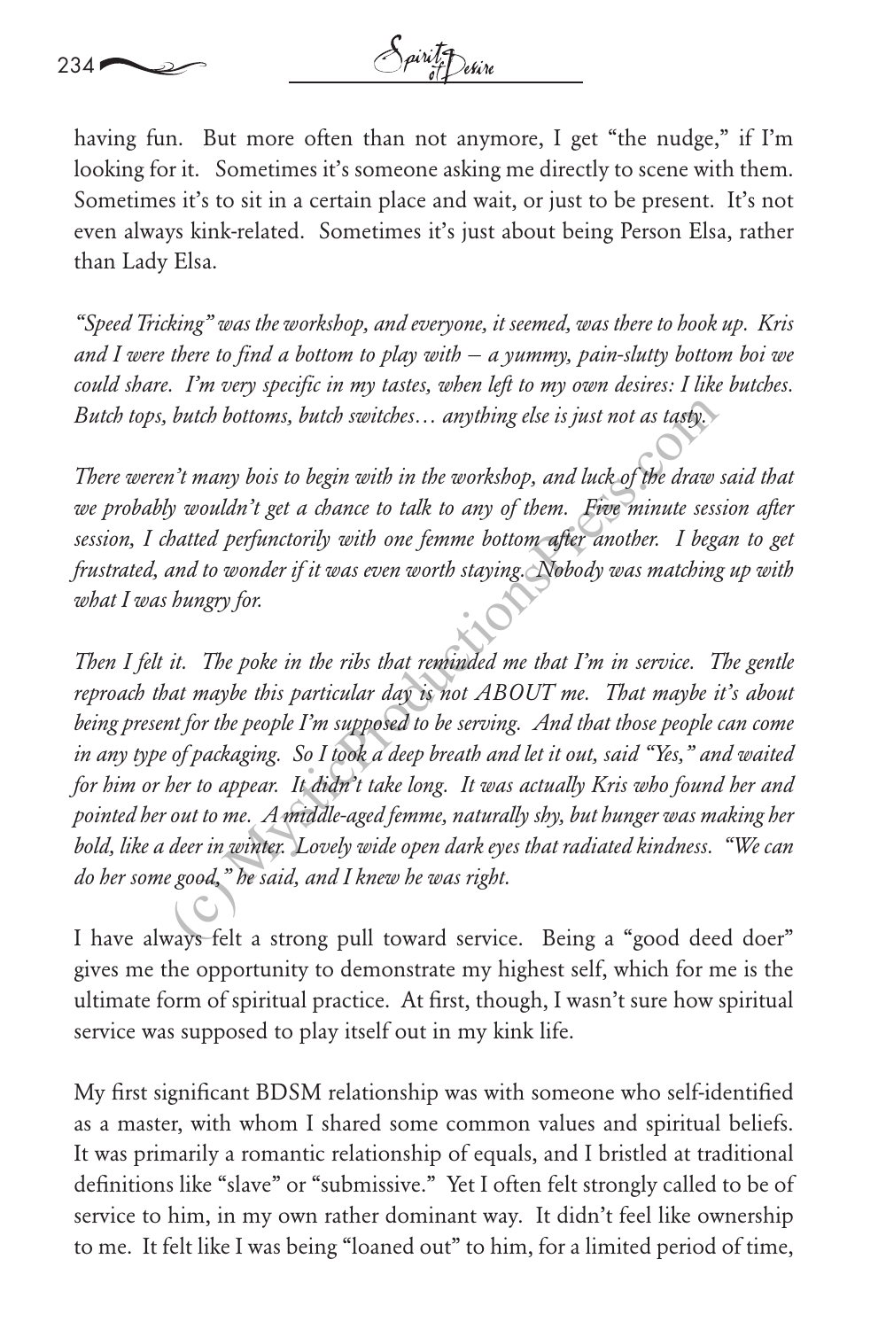having fun. But more often than not anymore, I get "the nudge," if I'm looking for it. Sometimes it's someone asking me directly to scene with them. Sometimes it's to sit in a certain place and wait, or just to be present. It's not even always kink-related. Sometimes it's just about being Person Elsa, rather than Lady Elsa.

*"Speed Tricking" was the workshop, and everyone, it seemed, was there to hook up. Kris and I were there to find a bottom to play with – a yummy, pain-slutty bottom boi we could share. I'm very specific in my tastes, when left to my own desires: I like butches. Butch tops, butch bottoms, butch switches… anything else is just not as tasty.*

*There weren't many bois to begin with in the workshop, and luck of the draw said that we probably wouldn't get a chance to talk to any of them. Five minute session after session, I chatted perfunctorily with one femme bottom after another. I began to get frustrated, and to wonder if it was even worth staying. Nobody was matching up with what I was hungry for.*

*Then I felt it. The poke in the ribs that reminded me that I'm in service. The gentle reproach that maybe this particular day is not ABOUT me. That maybe it's about being present for the people I'm supposed to be serving. And that those people can come in any type of packaging. So I took a deep breath and let it out, said "Yes," and waited for him or her to appear. It didn't take long. It was actually Kris who found her and pointed her out to me. A middle-aged femme, naturally shy, but hunger was making her bold, like a deer in winter. Lovely wide open dark eyes that radiated kindness. "We can do her some good," he said, and I knew he was right.*

I have always felt a strong pull toward service. Being a "good deed doer" gives me the opportunity to demonstrate my highest self, which for me is the ultimate form of spiritual practice. At first, though, I wasn't sure how spiritual service was supposed to play itself out in my kink life.

My first significant BDSM relationship was with someone who self-identified as a master, with whom I shared some common values and spiritual beliefs. It was primarily a romantic relationship of equals, and I bristled at traditional definitions like "slave" or "submissive." Yet I often felt strongly called to be of service to him, in my own rather dominant way. It didn't feel like ownership to me. It felt like I was being "loaned out" to him, for a limited period of time,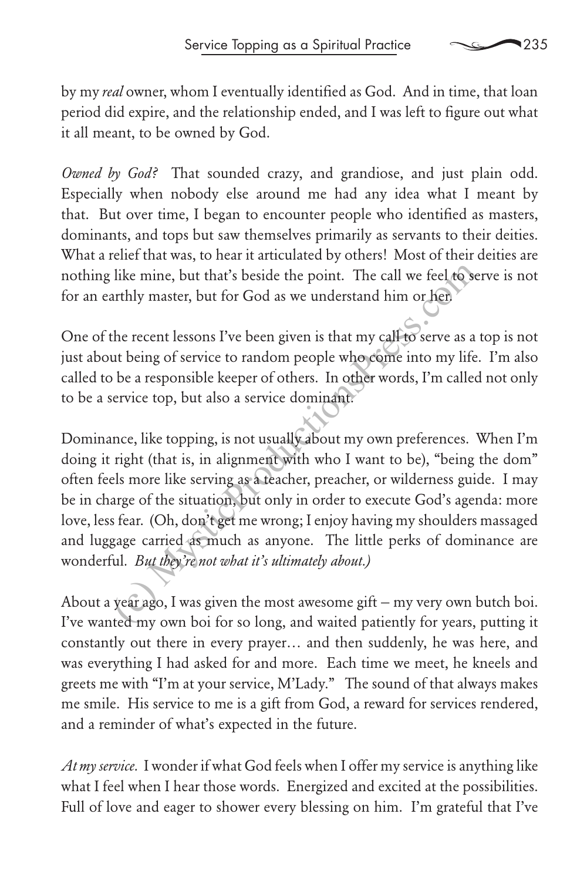by my *real* owner, whom I eventually identified as God. And in time, that loan period did expire, and the relationship ended, and I was left to figure out what it all meant, to be owned by God.

*Owned by God?* That sounded crazy, and grandiose, and just plain odd. Especially when nobody else around me had any idea what I meant by that. But over time, I began to encounter people who identified as masters, dominants, and tops but saw themselves primarily as servants to their deities. What a relief that was, to hear it articulated by others! Most of their deities are nothing like mine, but that's beside the point. The call we feel to serve is not for an earthly master, but for God as we understand him or her.

One of the recent lessons I've been given is that my call to serve as a top is not just about being of service to random people who come into my life. I'm also called to be a responsible keeper of others. In other words, I'm called not only to be a service top, but also a service dominant.

Dominance, like topping, is not usually about my own preferences. When I'm doing it right (that is, in alignment with who I want to be), "being the dom" often feels more like serving as a teacher, preacher, or wilderness guide. I may be in charge of the situation, but only in order to execute God's agenda: more love, less fear. (Oh, don't get me wrong; I enjoy having my shoulders massaged and luggage carried as much as anyone. The little perks of dominance are wonderful. *But they're not what it's ultimately about.)*

About a year ago, I was given the most awesome gift – my very own butch boi. I've wanted my own boi for so long, and waited patiently for years, putting it constantly out there in every prayer… and then suddenly, he was here, and was everything I had asked for and more. Each time we meet, he kneels and greets me with "I'm at your service, M'Lady." The sound of that always makes me smile. His service to me is a gift from God, a reward for services rendered, and a reminder of what's expected in the future.

*At my service.* I wonder if what God feels when I offer my service is anything like what I feel when I hear those words. Energized and excited at the possibilities. Full of love and eager to shower every blessing on him. I'm grateful that I've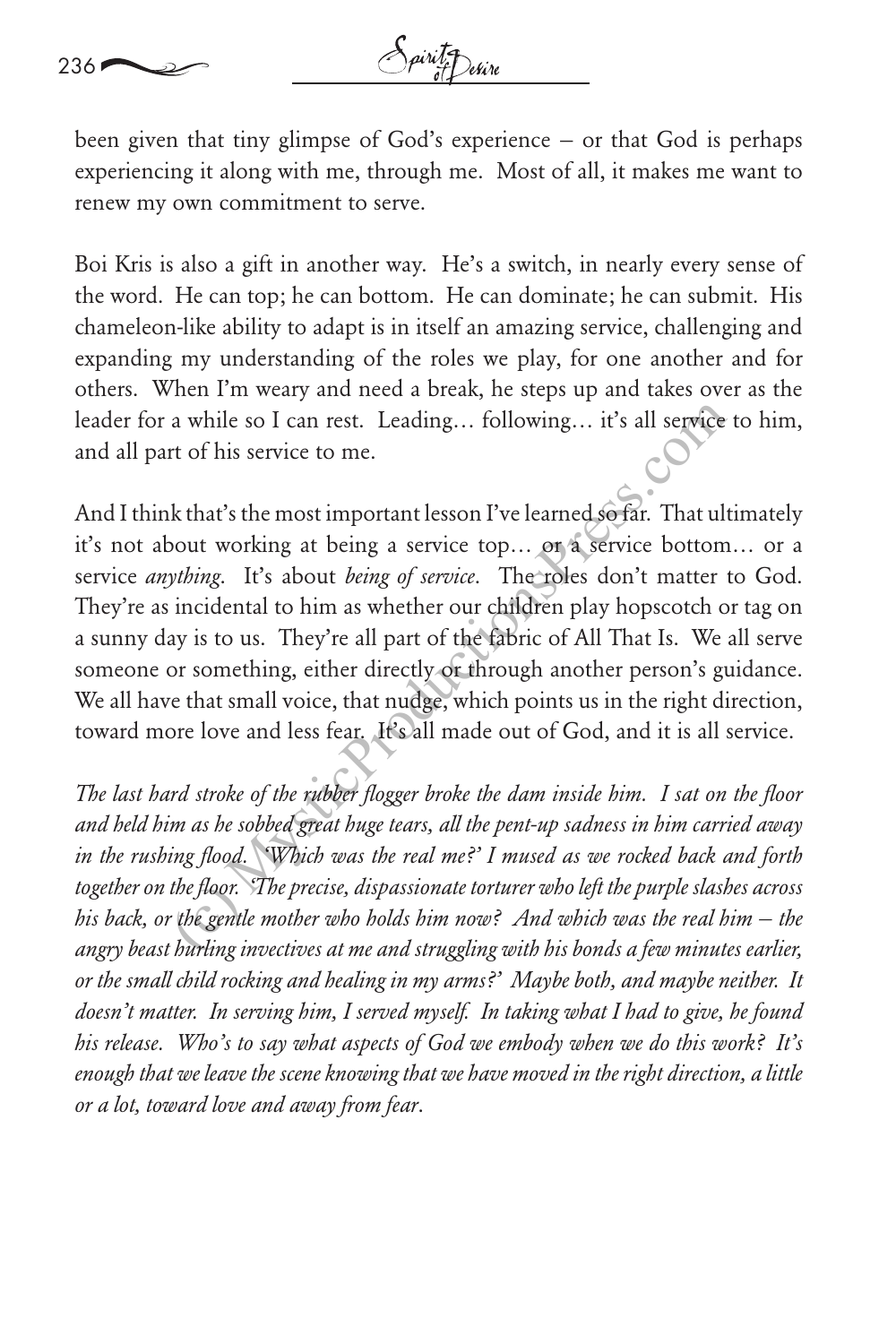been given that tiny glimpse of God's experience – or that God is perhaps experiencing it along with me, through me. Most of all, it makes me want to renew my own commitment to serve.

Boi Kris is also a gift in another way. He's a switch, in nearly every sense of the word. He can top; he can bottom. He can dominate; he can submit. His chameleon-like ability to adapt is in itself an amazing service, challenging and expanding my understanding of the roles we play, for one another and for others. When I'm weary and need a break, he steps up and takes over as the leader for a while so I can rest. Leading… following… it's all service to him, and all part of his service to me.

And I think that's the most important lesson I've learned so far. That ultimately it's not about working at being a service top… or a service bottom… or a service *anything*. It's about *being of service*. The roles don't matter to God. They're as incidental to him as whether our children play hopscotch or tag on a sunny day is to us. They're all part of the fabric of All That Is. We all serve someone or something, either directly or through another person's guidance. We all have that small voice, that nudge, which points us in the right direction, toward more love and less fear. It's all made out of God, and it is all service.

*The last hard stroke of the rubber flogger broke the dam inside him. I sat on the floor and held him as he sobbed great huge tears, all the pent-up sadness in him carried away in the rushing flood. 'Which was the real me?' I mused as we rocked back and forth together on the floor. 'The precise, dispassionate torturer who left the purple slashes across his back, or the gentle mother who holds him now? And which was the real him – the angry beast hurling invectives at me and struggling with his bonds a few minutes earlier, or the small child rocking and healing in my arms?' Maybe both, and maybe neither. It doesn't matter. In serving him, I served myself. In taking what I had to give, he found his release. Who's to say what aspects of God we embody when we do this work? It's enough that we leave the scene knowing that we have moved in the right direction, a little or a lot, toward love and away from fear.*